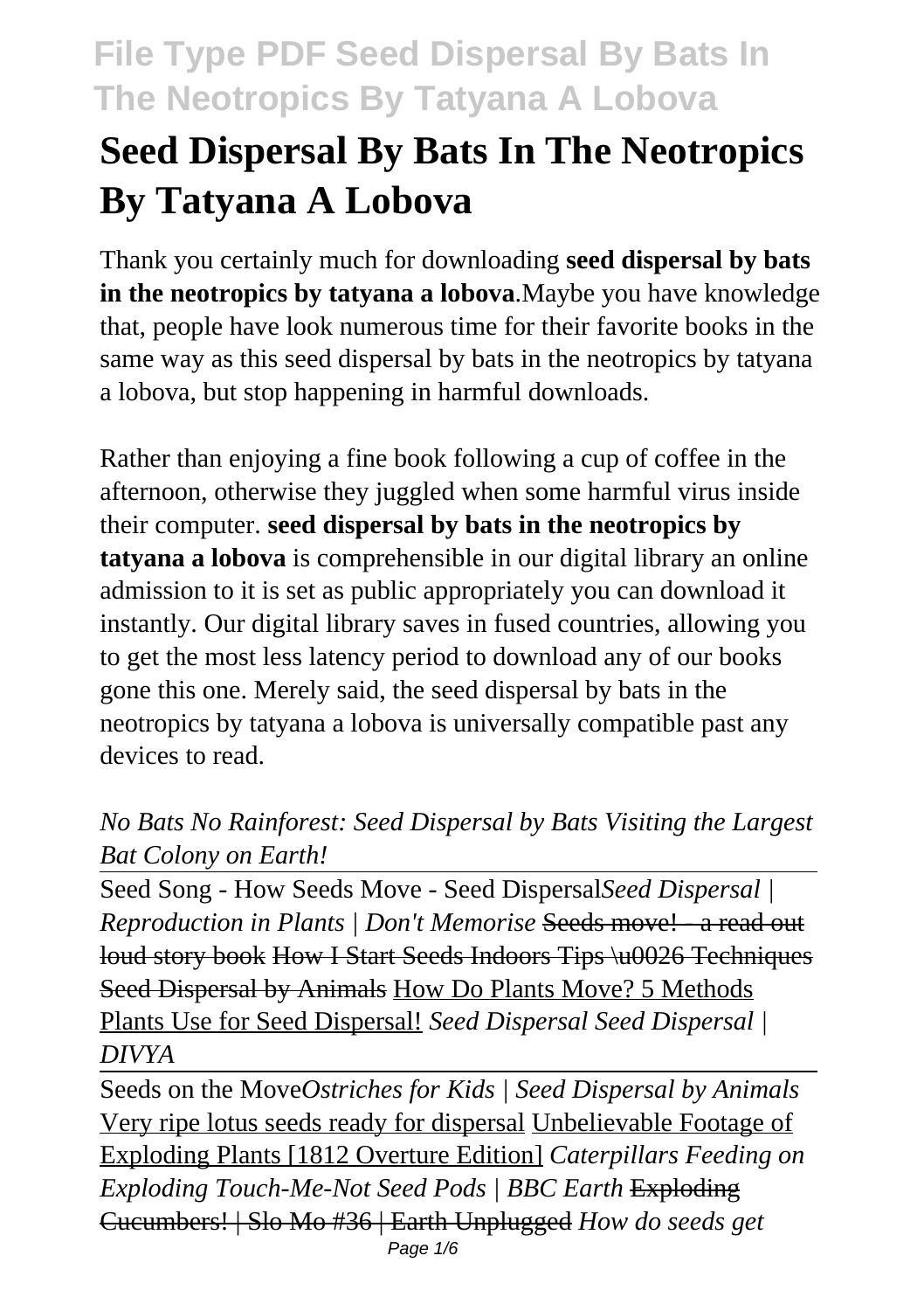# Seed Dispersal By Bats In The Neotropics By Tatyana A Lobova

Thank you certainly much for downloading **seed dispersal by bats in the neotropics by tatyana a lobova**.Maybe you have knowledge that, people have look numerous time for their favorite books in the same way as this seed dispersal by bats in the neotropics by tatyana a lobova, but stop happening in harmful downloads.

Rather than enjoying a fine book following a cup of coffee in the afternoon, otherwise they juggled when some harmful virus inside their computer. **seed dispersal by bats in the neotropics by tatyana a lobova** is comprehensible in our digital library an online admission to it is set as public appropriately you can download it instantly. Our digital library saves in fused countries, allowing you to get the most less latency period to download any of our books gone this one. Merely said, the seed dispersal by bats in the neotropics by tatyana a lobova is universally compatible past any devices to read.

*No Bats No Rainforest: Seed Dispersal by Bats Visiting the Largest Bat Colony on Earth!*

Seed Song - How Seeds Move - Seed Dispersal*Seed Dispersal | Reproduction in Plants | Don't Memorise* Seeds move! - a read out loud story book How I Start Seeds Indoors Tips \u0026 Techniques Seed Dispersal by Animals How Do Plants Move? 5 Methods Plants Use for Seed Dispersal! *Seed Dispersal Seed Dispersal | DIVYA*

Seeds on the Move*Ostriches for Kids | Seed Dispersal by Animals* Very ripe lotus seeds ready for dispersal Unbelievable Footage of Exploding Plants [1812 Overture Edition] *Caterpillars Feeding on Exploding Touch-Me-Not Seed Pods | BBC Earth* Exploding Cucumbers! | Slo Mo #36 | Earth Unplugged *How do seeds get*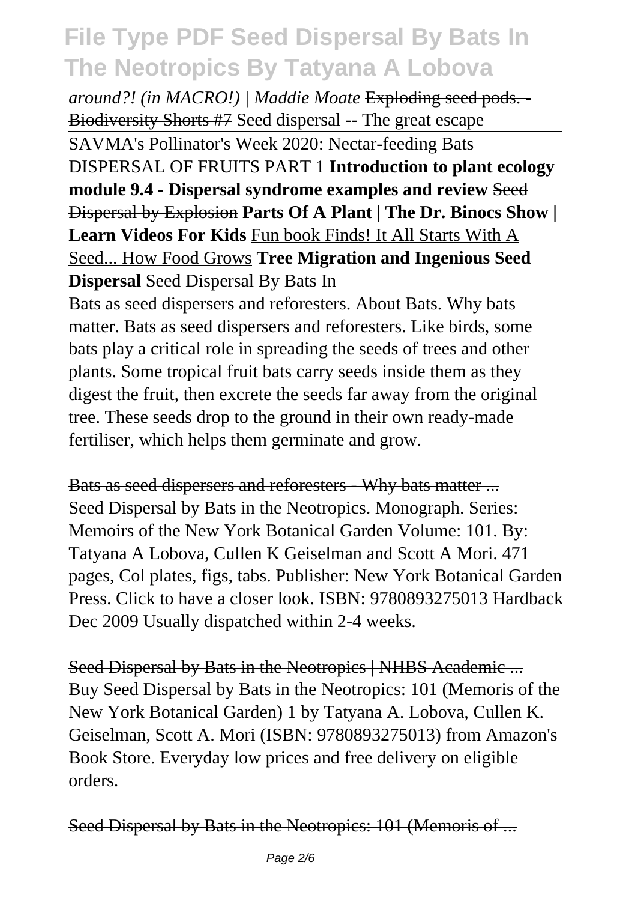*around?! (in MACRO!) | Maddie Moate* ~~Exploding seed pods. - Biodiversity Shorts #7~~ Seed dispersal -- The great escape

~~SAVMA's Pollinator's Week 2020: Nectar-feeding Bats~~ ~~DISPERSAL OF FRUITS PART 1~~ **Introduction to plant ecology module 9.4 - Dispersal syndrome examples and review** ~~Seed Dispersal by Explosion~~ **Parts Of A Plant | The Dr. Binocs Show | Learn Videos For Kids** Fun book Finds! It All Starts With A Seed... How Food Grows **Tree Migration and Ingenious Seed Dispersal** ~~Seed Dispersal By Bats In~~

Bats as seed dispersers and reforesters. About Bats. Why bats matter. Bats as seed dispersers and reforesters. Like birds, some bats play a critical role in spreading the seeds of trees and other plants. Some tropical fruit bats carry seeds inside them as they digest the fruit, then excrete the seeds far away from the original tree. These seeds drop to the ground in their own ready-made fertiliser, which helps them germinate and grow.

~~Bats as seed dispersers and reforesters - Why bats matter ...~~

Seed Dispersal by Bats in the Neotropics. Monograph. Series: Memoirs of the New York Botanical Garden Volume: 101. By: Tatyana A Lobova, Cullen K Geiselman and Scott A Mori. 471 pages, Col plates, figs, tabs. Publisher: New York Botanical Garden Press. Click to have a closer look. ISBN: 9780893275013 Hardback Dec 2009 Usually dispatched within 2-4 weeks.

~~Seed Dispersal by Bats in the Neotropics | NHBS Academic ...~~

Buy Seed Dispersal by Bats in the Neotropics: 101 (Memoris of the New York Botanical Garden) 1 by Tatyana A. Lobova, Cullen K. Geiselman, Scott A. Mori (ISBN: 9780893275013) from Amazon's Book Store. Everyday low prices and free delivery on eligible orders.

~~Seed Dispersal by Bats in the Neotropics: 101 (Memoris of ...~~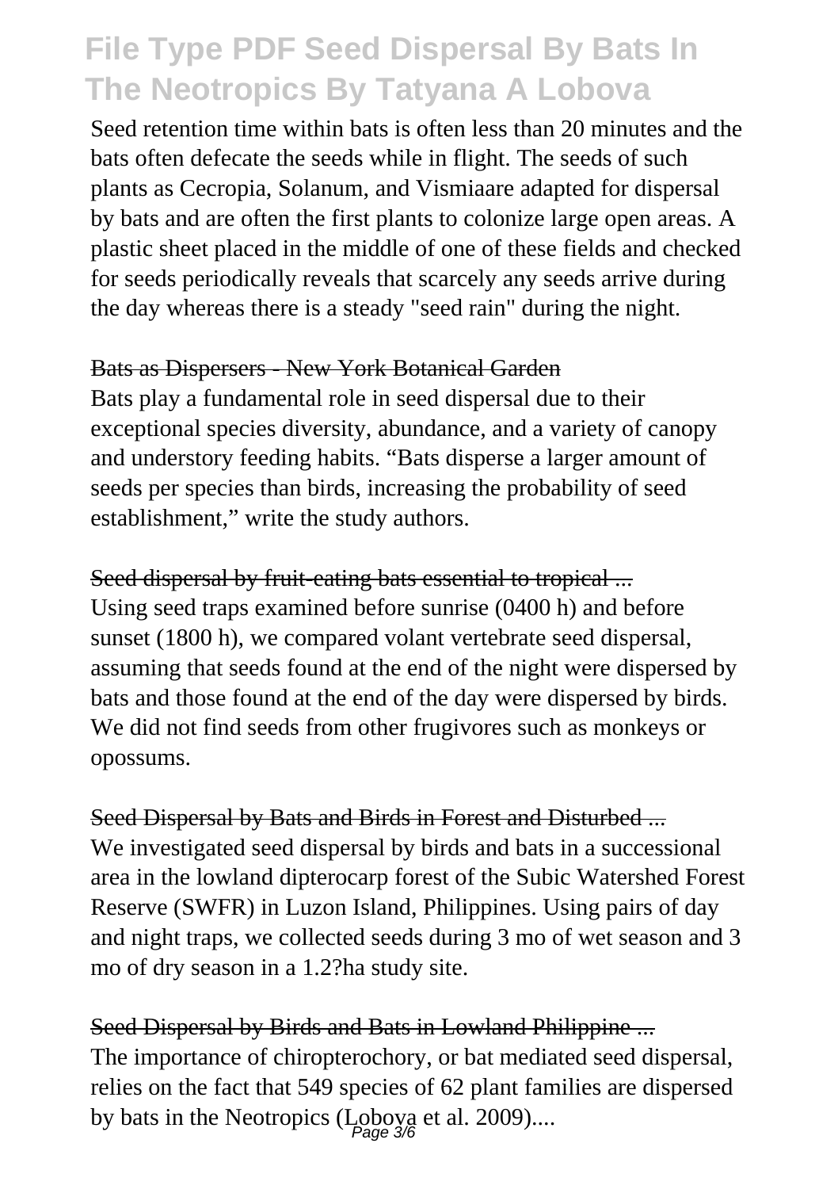Seed retention time within bats is often less than 20 minutes and the bats often defecate the seeds while in flight. The seeds of such plants as Cecropia, Solanum, and Vismiaare adapted for dispersal by bats and are often the first plants to colonize large open areas. A plastic sheet placed in the middle of one of these fields and checked for seeds periodically reveals that scarcely any seeds arrive during the day whereas there is a steady "seed rain" during the night.

~~Bats as Dispersers - New York Botanical Garden~~

Bats play a fundamental role in seed dispersal due to their exceptional species diversity, abundance, and a variety of canopy and understory feeding habits. "Bats disperse a larger amount of seeds per species than birds, increasing the probability of seed establishment," write the study authors.

~~Seed dispersal by fruit-eating bats essential to tropical ...~~

Using seed traps examined before sunrise (0400 h) and before sunset (1800 h), we compared volant vertebrate seed dispersal, assuming that seeds found at the end of the night were dispersed by bats and those found at the end of the day were dispersed by birds. We did not find seeds from other frugivores such as monkeys or opossums.

~~Seed Dispersal by Bats and Birds in Forest and Disturbed ...~~

We investigated seed dispersal by birds and bats in a successional area in the lowland dipterocarp forest of the Subic Watershed Forest Reserve (SWFR) in Luzon Island, Philippines. Using pairs of day and night traps, we collected seeds during 3 mo of wet season and 3 mo of dry season in a 1.2?ha study site.

~~Seed Dispersal by Birds and Bats in Lowland Philippine ...~~

The importance of chiropterochory, or bat mediated seed dispersal, relies on the fact that 549 species of 62 plant families are dispersed by bats in the Neotropics (Lobova et al. 2009)....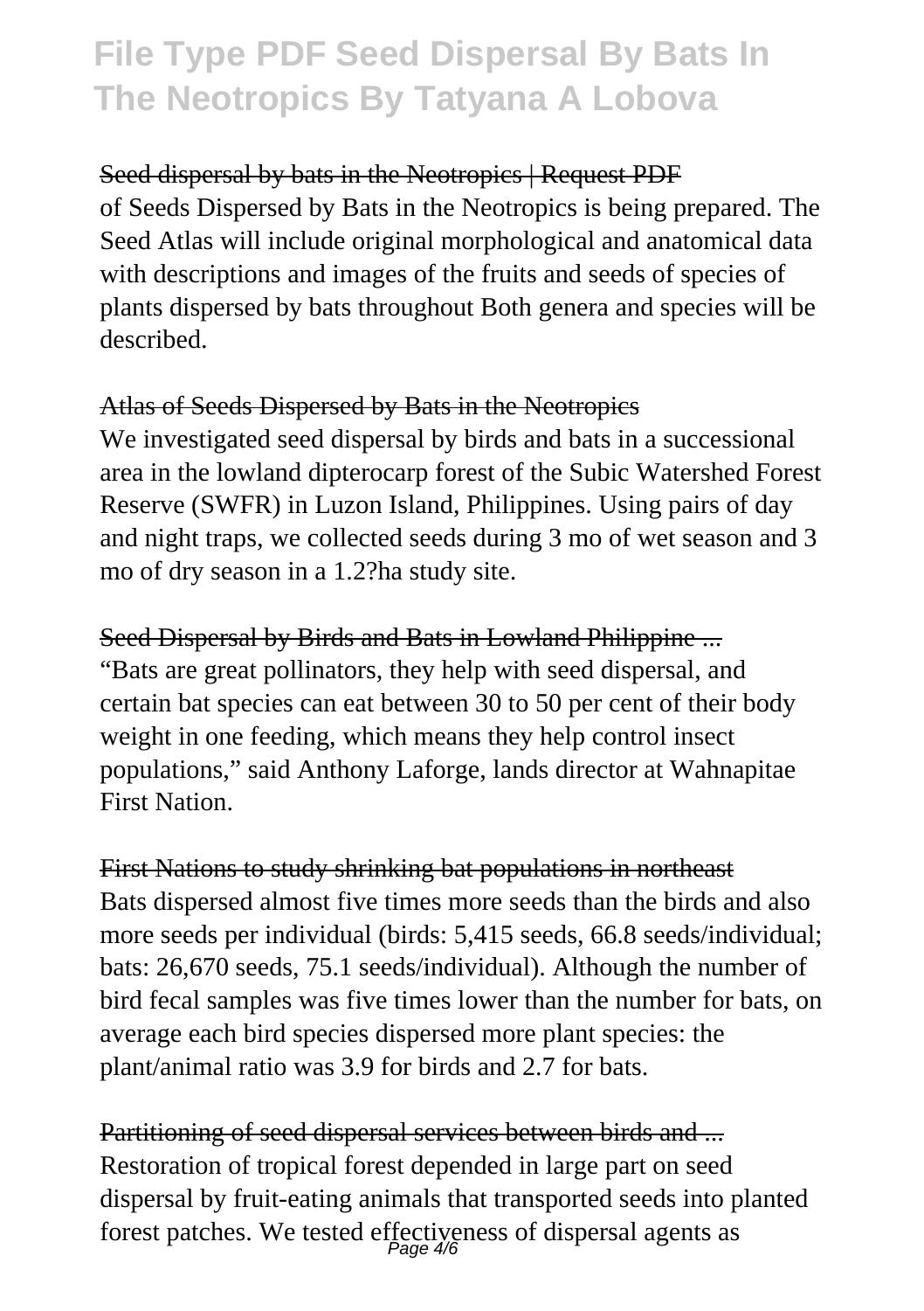Seed dispersal by bats in the Neotropics | Request PDF

of Seeds Dispersed by Bats in the Neotropics is being prepared. The Seed Atlas will include original morphological and anatomical data with descriptions and images of the fruits and seeds of species of plants dispersed by bats throughout Both genera and species will be described.

Atlas of Seeds Dispersed by Bats in the Neotropics

We investigated seed dispersal by birds and bats in a successional area in the lowland dipterocarp forest of the Subic Watershed Forest Reserve (SWFR) in Luzon Island, Philippines. Using pairs of day and night traps, we collected seeds during 3 mo of wet season and 3 mo of dry season in a 1.2?ha study site.

Seed Dispersal by Birds and Bats in Lowland Philippine ...

"Bats are great pollinators, they help with seed dispersal, and certain bat species can eat between 30 to 50 per cent of their body weight in one feeding, which means they help control insect populations," said Anthony Laforge, lands director at Wahnapitae First Nation.

First Nations to study shrinking bat populations in northeast

Bats dispersed almost five times more seeds than the birds and also more seeds per individual (birds: 5,415 seeds, 66.8 seeds/individual; bats: 26,670 seeds, 75.1 seeds/individual). Although the number of bird fecal samples was five times lower than the number for bats, on average each bird species dispersed more plant species: the plant/animal ratio was 3.9 for birds and 2.7 for bats.

Partitioning of seed dispersal services between birds and ...

Restoration of tropical forest depended in large part on seed dispersal by fruit-eating animals that transported seeds into planted forest patches. We tested effectiveness of dispersal agents as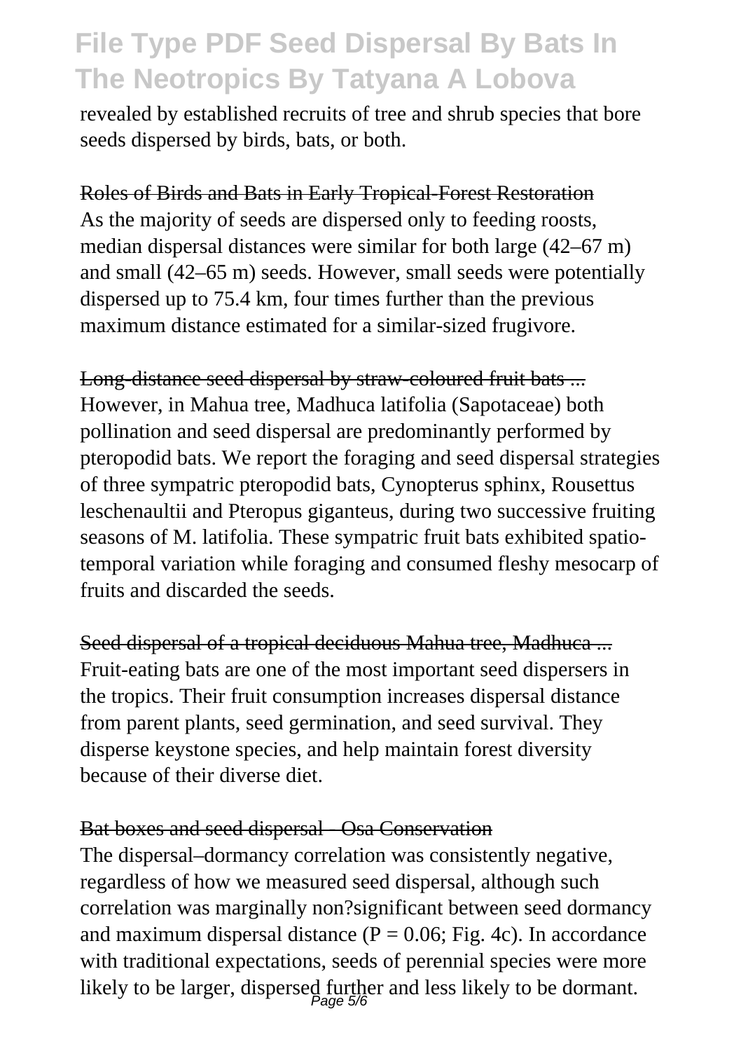revealed by established recruits of tree and shrub species that bore seeds dispersed by birds, bats, or both.

Roles of Birds and Bats in Early Tropical-Forest Restoration
As the majority of seeds are dispersed only to feeding roosts, median dispersal distances were similar for both large (42–67 m) and small (42–65 m) seeds. However, small seeds were potentially dispersed up to 75.4 km, four times further than the previous maximum distance estimated for a similar-sized frugivore.

Long-distance seed dispersal by straw-coloured fruit bats ...
However, in Mahua tree, Madhuca latifolia (Sapotaceae) both pollination and seed dispersal are predominantly performed by pteropodid bats. We report the foraging and seed dispersal strategies of three sympatric pteropodid bats, Cynopterus sphinx, Rousettus leschenaultii and Pteropus giganteus, during two successive fruiting seasons of M. latifolia. These sympatric fruit bats exhibited spatio-temporal variation while foraging and consumed fleshy mesocarp of fruits and discarded the seeds.

Seed dispersal of a tropical deciduous Mahua tree, Madhuca ...
Fruit-eating bats are one of the most important seed dispersers in the tropics. Their fruit consumption increases dispersal distance from parent plants, seed germination, and seed survival. They disperse keystone species, and help maintain forest diversity because of their diverse diet.

Bat boxes and seed dispersal - Osa Conservation
The dispersal–dormancy correlation was consistently negative, regardless of how we measured seed dispersal, although such correlation was marginally non?significant between seed dormancy and maximum dispersal distance ($P = 0.06$; Fig. 4c). In accordance with traditional expectations, seeds of perennial species were more likely to be larger, dispersed further and less likely to be dormant.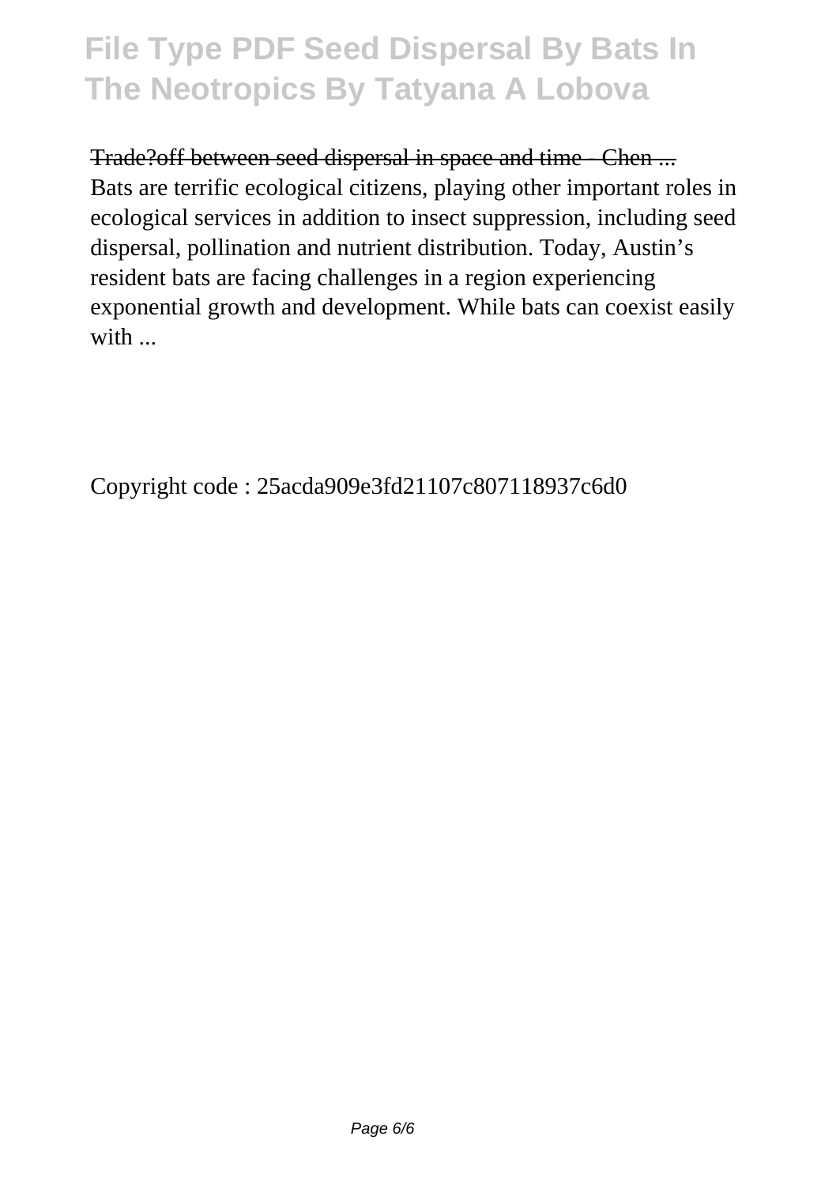~~Trade?off between seed dispersal in space and time - Chen ...~~

Bats are terrific ecological citizens, playing other important roles in ecological services in addition to insect suppression, including seed dispersal, pollination and nutrient distribution. Today, Austin's resident bats are facing challenges in a region experiencing exponential growth and development. While bats can coexist easily with ...

Copyright code : 25acda909e3fd21107c807118937c6d0